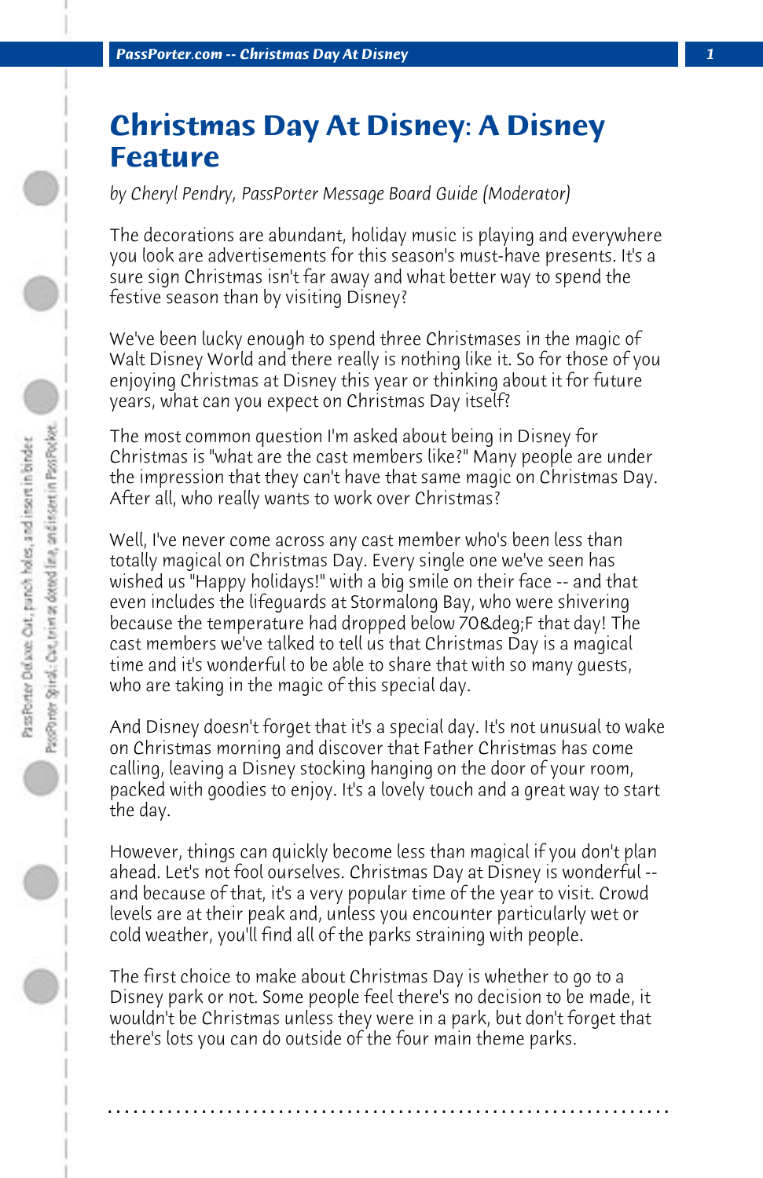# Christmas Day At Disney: A Disney Feature

*by Cheryl Pendry, PassPorter Message Board Guide (Moderator)*

The decorations are abundant, holiday music is playing and everywhere you look are advertisements for this season's must-have presents. It's a sure sign Christmas isn't far away and what better way to spend the festive season than by visiting Disney?

We've been lucky enough to spend three Christmases in the magic of Walt Disney World and there really is nothing like it. So for those of you enjoying Christmas at Disney this year or thinking about it for future years, what can you expect on Christmas Day itself?

The most common question I'm asked about being in Disney for Christmas is "what are the cast members like?" Many people are under the impression that they can't have that same magic on Christmas Day. After all, who really wants to work over Christmas?

Well, I've never come across any cast member who's been less than totally magical on Christmas Day. Every single one we've seen has wished us "Happy holidays!" with a big smile on their face -- and that even includes the lifeguards at Stormalong Bay, who were shivering because the temperature had dropped below 70&deg;F that day! The cast members we've talked to tell us that Christmas Day is a magical time and it's wonderful to be able to share that with so many guests, who are taking in the magic of this special day.

And Disney doesn't forget that it's a special day. It's not unusual to wake on Christmas morning and discover that Father Christmas has come calling, leaving a Disney stocking hanging on the door of your room, packed with goodies to enjoy. It's a lovely touch and a great way to start the day.

However, things can quickly become less than magical if you don't plan ahead. Let's not fool ourselves. Christmas Day at Disney is wonderful -- and because of that, it's a very popular time of the year to visit. Crowd levels are at their peak and, unless you encounter particularly wet or cold weather, you'll find all of the parks straining with people.

The first choice to make about Christmas Day is whether to go to a Disney park or not. Some people feel there's no decision to be made, it wouldn't be Christmas unless they were in a park, but don't forget that there's lots you can do outside of the four main theme parks.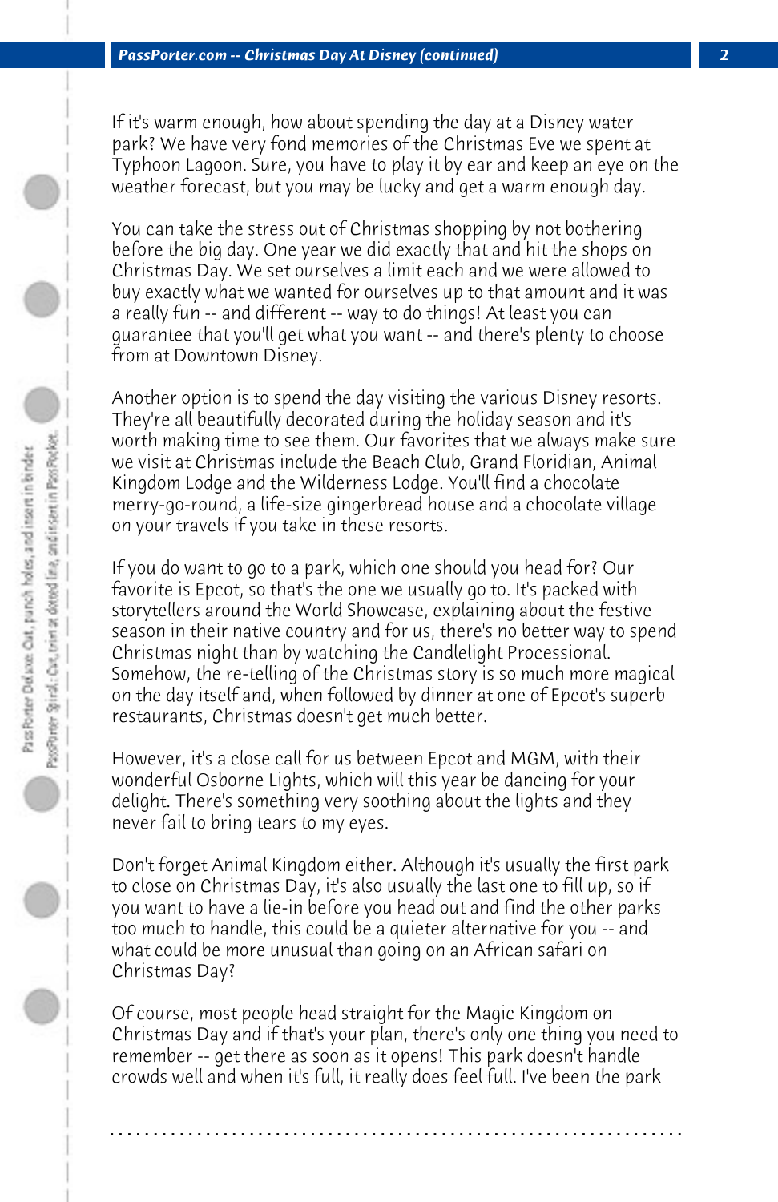If it's warm enough, how about spending the day at a Disney water park? We have very fond memories of the Christmas Eve we spent at Typhoon Lagoon. Sure, you have to play it by ear and keep an eye on the weather forecast, but you may be lucky and get a warm enough day.

You can take the stress out of Christmas shopping by not bothering before the big day. One year we did exactly that and hit the shops on Christmas Day. We set ourselves a limit each and we were allowed to buy exactly what we wanted for ourselves up to that amount and it was a really fun -- and different -- way to do things! At least you can guarantee that you'll get what you want -- and there's plenty to choose from at Downtown Disney.

Another option is to spend the day visiting the various Disney resorts. They're all beautifully decorated during the holiday season and it's worth making time to see them. Our favorites that we always make sure we visit at Christmas include the Beach Club, Grand Floridian, Animal Kingdom Lodge and the Wilderness Lodge. You'll find a chocolate merry-go-round, a life-size gingerbread house and a chocolate village on your travels if you take in these resorts.

If you do want to go to a park, which one should you head for? Our favorite is Epcot, so that's the one we usually go to. It's packed with storytellers around the World Showcase, explaining about the festive season in their native country and for us, there's no better way to spend Christmas night than by watching the Candlelight Processional. Somehow, the re-telling of the Christmas story is so much more magical on the day itself and, when followed by dinner at one of Epcot's superb restaurants, Christmas doesn't get much better.

However, it's a close call for us between Epcot and MGM, with their wonderful Osborne Lights, which will this year be dancing for your delight. There's something very soothing about the lights and they never fail to bring tears to my eyes.

Don't forget Animal Kingdom either. Although it's usually the first park to close on Christmas Day, it's also usually the last one to fill up, so if you want to have a lie-in before you head out and find the other parks too much to handle, this could be a quieter alternative for you -- and what could be more unusual than going on an African safari on Christmas Day?

Of course, most people head straight for the Magic Kingdom on Christmas Day and if that's your plan, there's only one thing you need to remember -- get there as soon as it opens! This park doesn't handle crowds well and when it's full, it really does feel full. I've been the park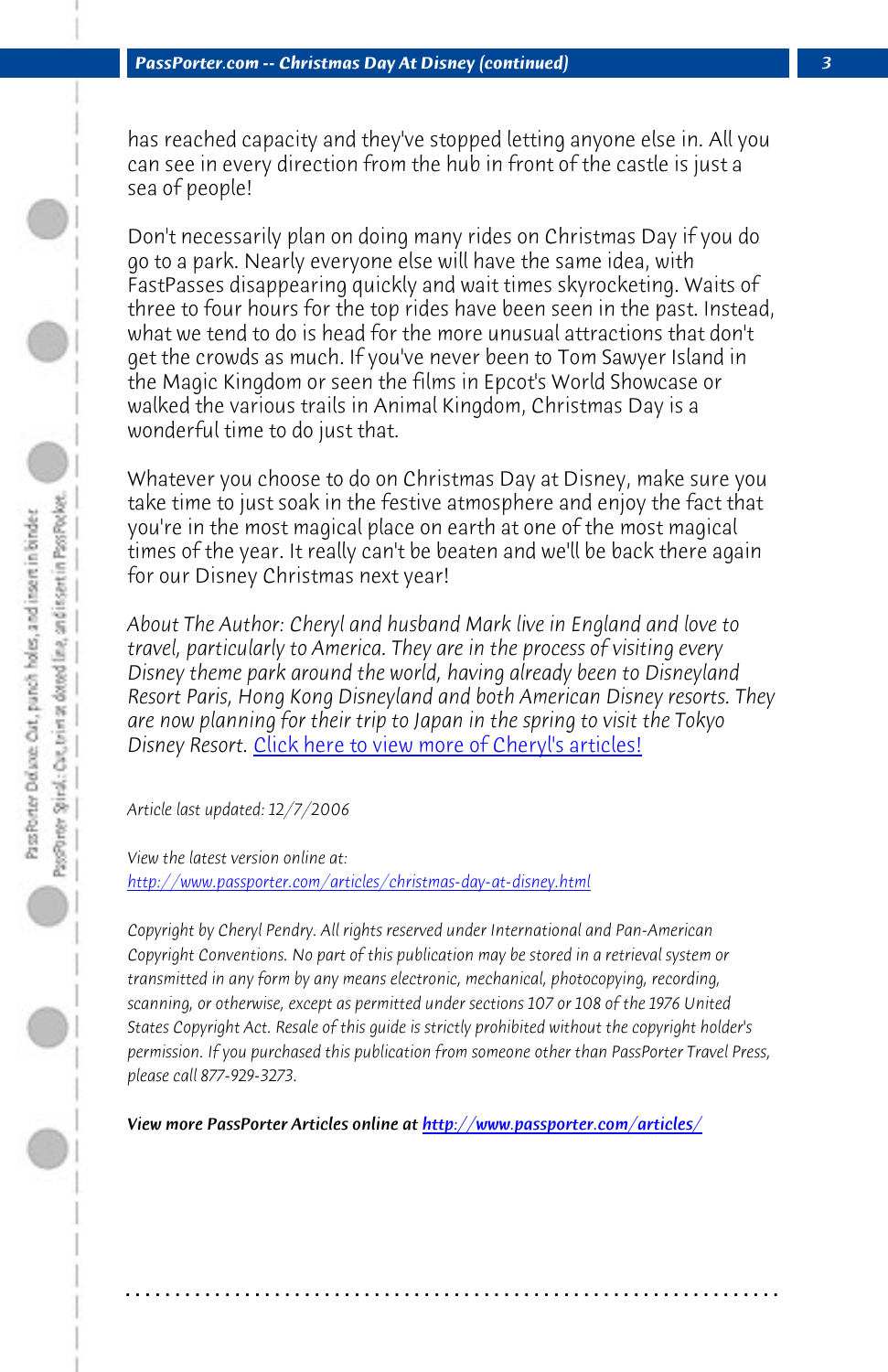has reached capacity and they've stopped letting anyone else in. All you can see in every direction from the hub in front of the castle is just a sea of people!

Don't necessarily plan on doing many rides on Christmas Day if you do go to a park. Nearly everyone else will have the same idea, with FastPasses disappearing quickly and wait times skyrocketing. Waits of three to four hours for the top rides have been seen in the past. Instead, what we tend to do is head for the more unusual attractions that don't get the crowds as much. If you've never been to Tom Sawyer Island in the Magic Kingdom or seen the films in Epcot's World Showcase or walked the various trails in Animal Kingdom, Christmas Day is a wonderful time to do just that.

Whatever you choose to do on Christmas Day at Disney, make sure you take time to just soak in the festive atmosphere and enjoy the fact that you're in the most magical place on earth at one of the most magical times of the year. It really can't be beaten and we'll be back there again for our Disney Christmas next year!

*About The Author: Cheryl and husband Mark live in England and love to travel, particularly to America. They are in the process of visiting every Disney theme park around the world, having already been to Disneyland Resort Paris, Hong Kong Disneyland and both American Disney resorts. They are now planning for their trip to Japan in the spring to visit the Tokyo Disney Resort.* Click here to view more of Cheryl's articles!

*Article last updated: 12/7/2006*

*View the latest version online at:*
*http://www.passporter.com/articles/christmas-day-at-disney.html*

*Copyright by Cheryl Pendry. All rights reserved under International and Pan-American Copyright Conventions. No part of this publication may be stored in a retrieval system or transmitted in any form by any means electronic, mechanical, photocopying, recording, scanning, or otherwise, except as permitted under sections 107 or 108 of the 1976 United States Copyright Act. Resale of this guide is strictly prohibited without the copyright holder's permission. If you purchased this publication from someone other than PassPorter Travel Press, please call 877-929-3273.*

***View more PassPorter Articles online at http://www.passporter.com/articles/***